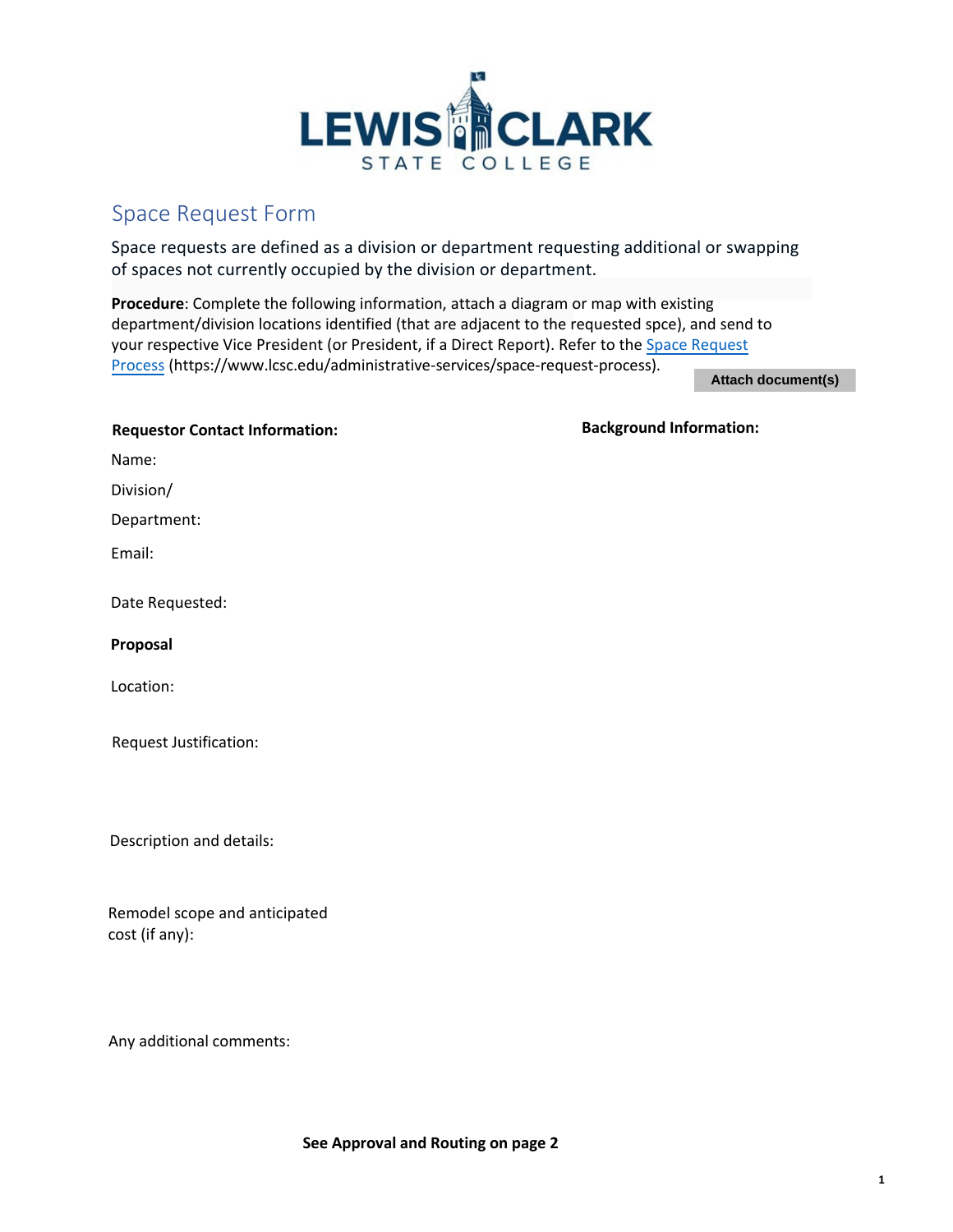LEWIS CLARK STATE COLLEGE

# Space Request Form

Space requests are defined as a division or department requesting additional or swapping of spaces not currently occupied by the division or department.

**Procedure**: Complete the following information, attach a diagram or map with existing department/division locations identified (that are adjacent to the requested spce), and send to your respective Vice President (or President, if a Direct Report). Refer to the [Space Request Process](https://www.lcsc.edu/administrative-services/space-request-process) (https://www.lcsc.edu/administrative-services/space-request-process).

Attach document(s)

**Requestor Contact Information:**

Name:

Division/ Department:

Email:

Date Requested:

**Background Information:**

**Proposal**

Location:

Request Justification:

Description and details:

Remodel scope and anticipated cost (if any):

Any additional comments:

**See Approval and Routing on page 2**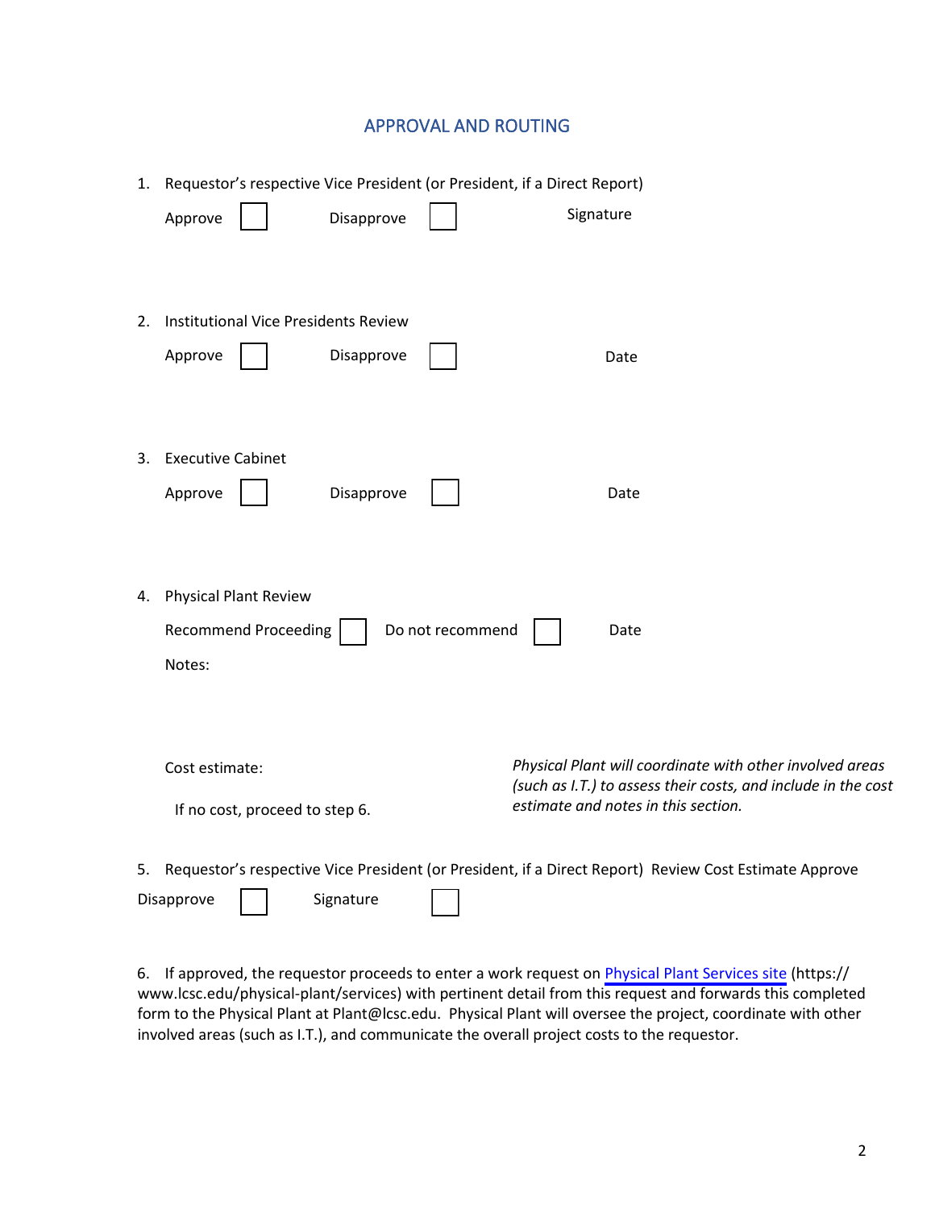## APPROVAL AND ROUTING

1. Requestor's respective Vice President (or President, if a Direct Report)

   Approve ☐ Disapprove ☐ Signature

2. Institutional Vice Presidents Review

   Approve ☐ Disapprove ☐ Date

3. Executive Cabinet

   Approve ☐ Disapprove ☐ Date

4. Physical Plant Review

   Recommend Proceeding ☐ Do not recommend ☐ Date

   Notes:

   Cost estimate:

   If no cost, proceed to step 6.

   *Physical Plant will coordinate with other involved areas (such as I.T.) to assess their costs, and include in the cost estimate and notes in this section.*

5. Requestor's respective Vice President (or President, if a Direct Report) Review Cost Estimate Approve

   Disapprove ☐ Signature ☐

6. If approved, the requestor proceeds to enter a work request on [Physical Plant Services site](https://www.lcsc.edu/physical-plant/services) (https://www.lcsc.edu/physical-plant/services) with pertinent detail from this request and forwards this completed form to the Physical Plant at Plant@lcsc.edu. Physical Plant will oversee the project, coordinate with other involved areas (such as I.T.), and communicate the overall project costs to the requestor.